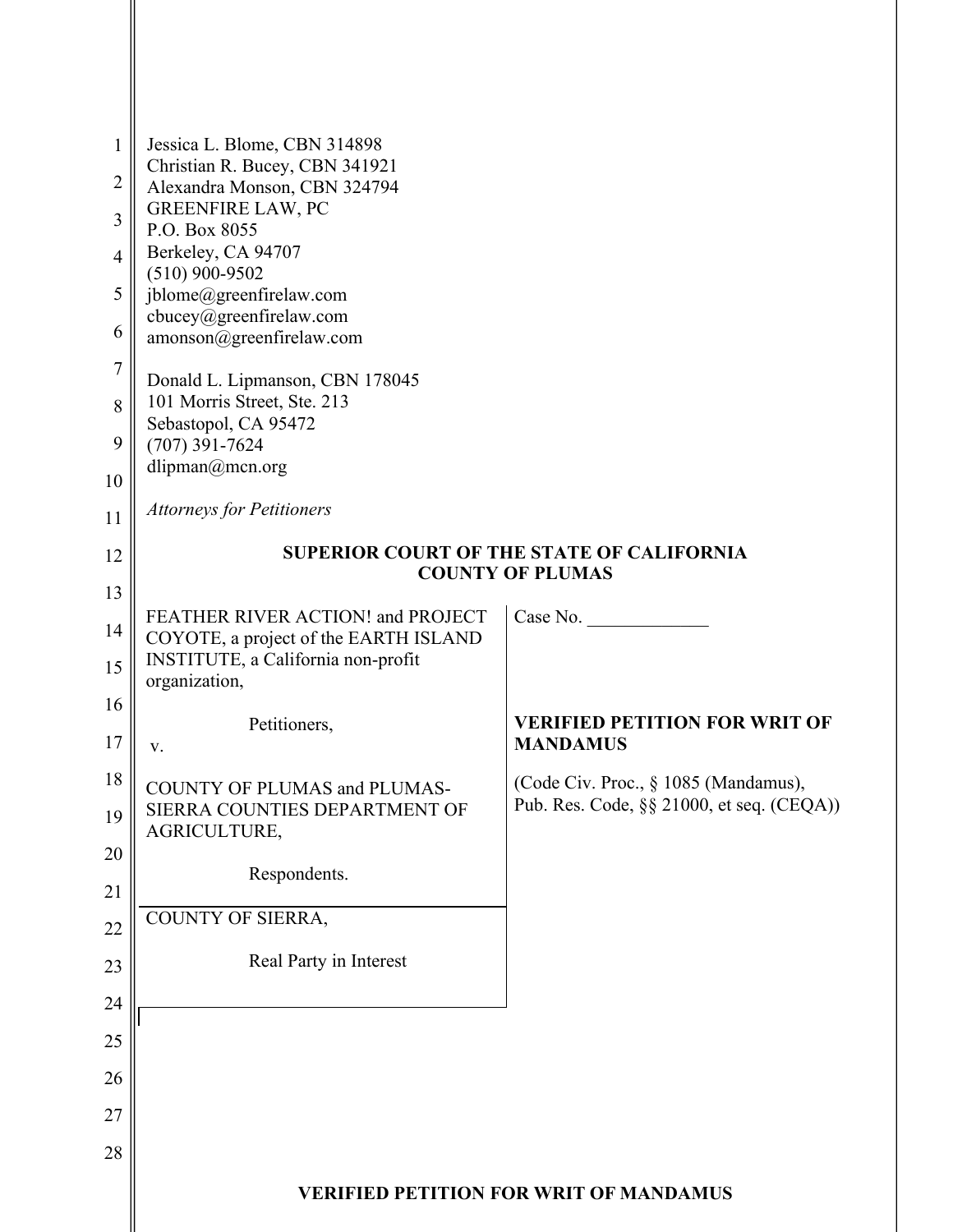Jessica L. Blome, CBN 314898
Christian R. Bucey, CBN 341921
Alexandra Monson, CBN 324794
GREENFIRE LAW, PC
P.O. Box 8055
Berkeley, CA 94707
(510) 900-9502
jblome@greenfirelaw.com
cbucey@greenfirelaw.com
amonson@greenfirelaw.com

Donald L. Lipmanson, CBN 178045
101 Morris Street, Ste. 213
Sebastopol, CA 95472
(707) 391-7624
dlipman@mcn.org

*Attorneys for Petitioners*

**SUPERIOR COURT OF THE STATE OF CALIFORNIA**
**COUNTY OF PLUMAS**

| | |
|---|---|
| FEATHER RIVER ACTION! and PROJECT COYOTE, a project of the EARTH ISLAND INSTITUTE, a California non-profit organization,<br><br>Petitioners,<br><br>v.<br><br>COUNTY OF PLUMAS and PLUMAS-SIERRA COUNTIES DEPARTMENT OF AGRICULTURE,<br><br>Respondents. | Case No. \_\_\_\_\_\_\_\_\_\_\_\_\_<br><br>**VERIFIED PETITION FOR WRIT OF MANDAMUS**<br><br>(Code Civ. Proc., § 1085 (Mandamus), Pub. Res. Code, §§ 21000, et seq. (CEQA)) |
| COUNTY OF SIERRA,<br><br>Real Party in Interest | |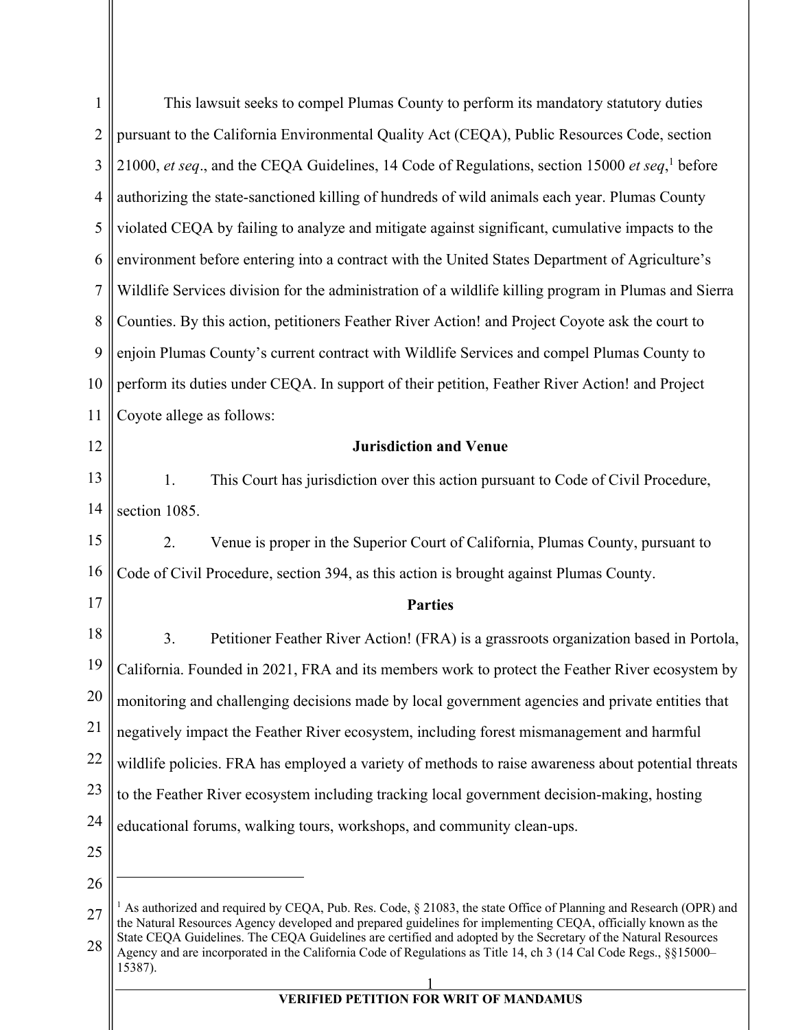This lawsuit seeks to compel Plumas County to perform its mandatory statutory duties pursuant to the California Environmental Quality Act (CEQA), Public Resources Code, section 21000, *et seq*., and the CEQA Guidelines, 14 Code of Regulations, section 15000 *et seq*,[1] before authorizing the state-sanctioned killing of hundreds of wild animals each year. Plumas County violated CEQA by failing to analyze and mitigate against significant, cumulative impacts to the environment before entering into a contract with the United States Department of Agriculture's Wildlife Services division for the administration of a wildlife killing program in Plumas and Sierra Counties. By this action, petitioners Feather River Action! and Project Coyote ask the court to enjoin Plumas County's current contract with Wildlife Services and compel Plumas County to perform its duties under CEQA. In support of their petition, Feather River Action! and Project Coyote allege as follows:

**Jurisdiction and Venue**

1. This Court has jurisdiction over this action pursuant to Code of Civil Procedure, section 1085.

2. Venue is proper in the Superior Court of California, Plumas County, pursuant to Code of Civil Procedure, section 394, as this action is brought against Plumas County.

**Parties**

3. Petitioner Feather River Action! (FRA) is a grassroots organization based in Portola, California. Founded in 2021, FRA and its members work to protect the Feather River ecosystem by monitoring and challenging decisions made by local government agencies and private entities that negatively impact the Feather River ecosystem, including forest mismanagement and harmful wildlife policies. FRA has employed a variety of methods to raise awareness about potential threats to the Feather River ecosystem including tracking local government decision-making, hosting educational forums, walking tours, workshops, and community clean-ups.

---

[1] As authorized and required by CEQA, Pub. Res. Code, § 21083, the state Office of Planning and Research (OPR) and the Natural Resources Agency developed and prepared guidelines for implementing CEQA, officially known as the State CEQA Guidelines. The CEQA Guidelines are certified and adopted by the Secretary of the Natural Resources Agency and are incorporated in the California Code of Regulations as Title 14, ch 3 (14 Cal Code Regs., §§15000–15387).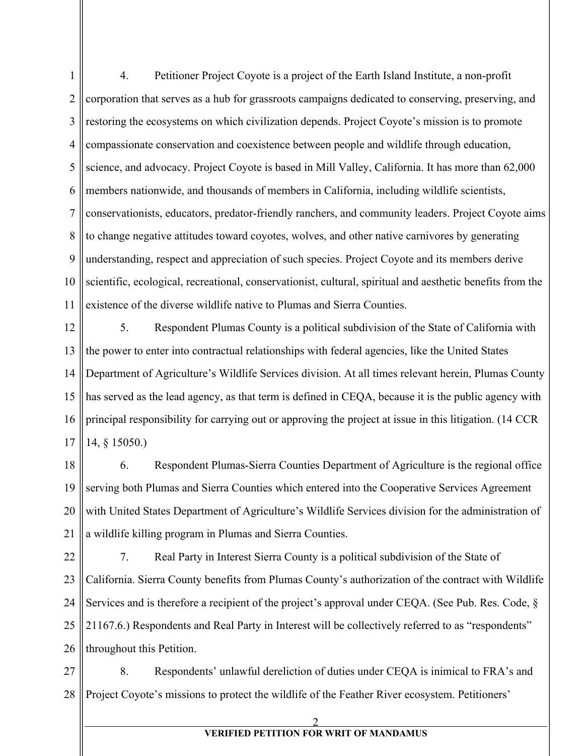4. Petitioner Project Coyote is a project of the Earth Island Institute, a non-profit corporation that serves as a hub for grassroots campaigns dedicated to conserving, preserving, and restoring the ecosystems on which civilization depends. Project Coyote's mission is to promote compassionate conservation and coexistence between people and wildlife through education, science, and advocacy. Project Coyote is based in Mill Valley, California. It has more than 62,000 members nationwide, and thousands of members in California, including wildlife scientists, conservationists, educators, predator-friendly ranchers, and community leaders. Project Coyote aims to change negative attitudes toward coyotes, wolves, and other native carnivores by generating understanding, respect and appreciation of such species. Project Coyote and its members derive scientific, ecological, recreational, conservationist, cultural, spiritual and aesthetic benefits from the existence of the diverse wildlife native to Plumas and Sierra Counties.

5. Respondent Plumas County is a political subdivision of the State of California with the power to enter into contractual relationships with federal agencies, like the United States Department of Agriculture's Wildlife Services division. At all times relevant herein, Plumas County has served as the lead agency, as that term is defined in CEQA, because it is the public agency with principal responsibility for carrying out or approving the project at issue in this litigation. (14 CCR 14, § 15050.)

6. Respondent Plumas-Sierra Counties Department of Agriculture is the regional office serving both Plumas and Sierra Counties which entered into the Cooperative Services Agreement with United States Department of Agriculture's Wildlife Services division for the administration of a wildlife killing program in Plumas and Sierra Counties.

7. Real Party in Interest Sierra County is a political subdivision of the State of California. Sierra County benefits from Plumas County's authorization of the contract with Wildlife Services and is therefore a recipient of the project's approval under CEQA. (See Pub. Res. Code, § 21167.6.) Respondents and Real Party in Interest will be collectively referred to as "respondents" throughout this Petition.

8. Respondents' unlawful dereliction of duties under CEQA is inimical to FRA's and Project Coyote's missions to protect the wildlife of the Feather River ecosystem. Petitioners'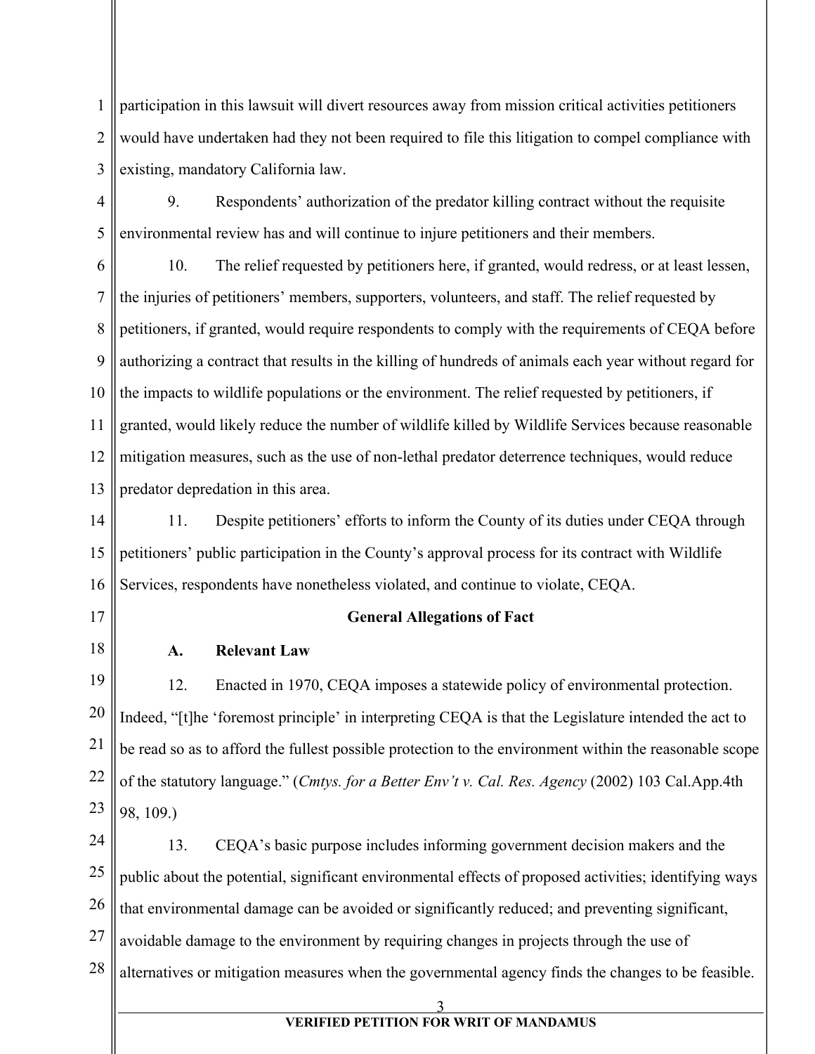participation in this lawsuit will divert resources away from mission critical activities petitioners would have undertaken had they not been required to file this litigation to compel compliance with existing, mandatory California law.

9. Respondents' authorization of the predator killing contract without the requisite environmental review has and will continue to injure petitioners and their members.

10. The relief requested by petitioners here, if granted, would redress, or at least lessen, the injuries of petitioners' members, supporters, volunteers, and staff. The relief requested by petitioners, if granted, would require respondents to comply with the requirements of CEQA before authorizing a contract that results in the killing of hundreds of animals each year without regard for the impacts to wildlife populations or the environment. The relief requested by petitioners, if granted, would likely reduce the number of wildlife killed by Wildlife Services because reasonable mitigation measures, such as the use of non-lethal predator deterrence techniques, would reduce predator depredation in this area.

11. Despite petitioners' efforts to inform the County of its duties under CEQA through petitioners' public participation in the County's approval process for its contract with Wildlife Services, respondents have nonetheless violated, and continue to violate, CEQA.

## General Allegations of Fact

### A. Relevant Law

12. Enacted in 1970, CEQA imposes a statewide policy of environmental protection. Indeed, "[t]he 'foremost principle' in interpreting CEQA is that the Legislature intended the act to be read so as to afford the fullest possible protection to the environment within the reasonable scope of the statutory language." (*Cmtys. for a Better Env't v. Cal. Res. Agency* (2002) 103 Cal.App.4th 98, 109.)

13. CEQA's basic purpose includes informing government decision makers and the public about the potential, significant environmental effects of proposed activities; identifying ways that environmental damage can be avoided or significantly reduced; and preventing significant, avoidable damage to the environment by requiring changes in projects through the use of alternatives or mitigation measures when the governmental agency finds the changes to be feasible.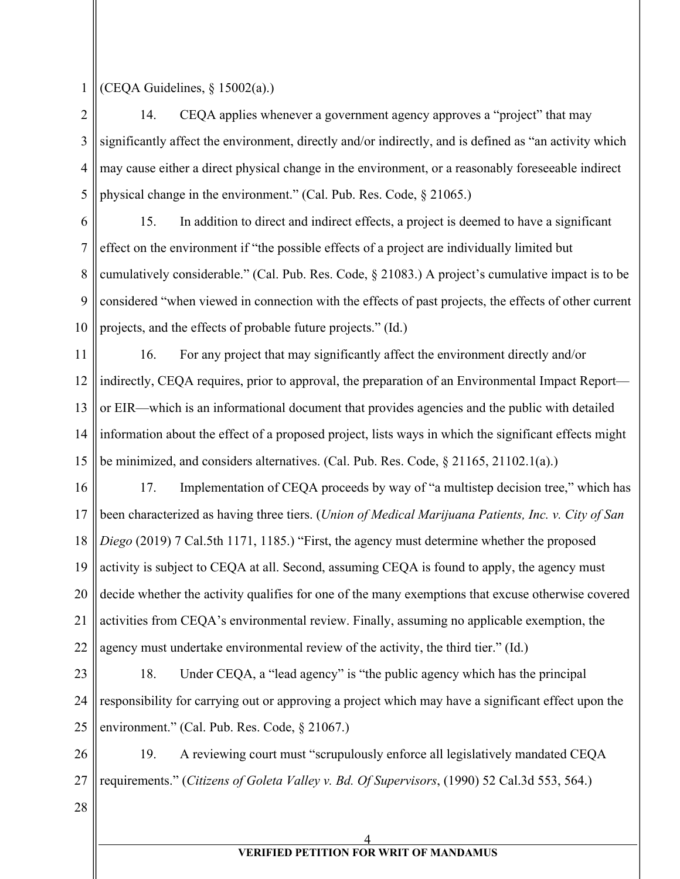(CEQA Guidelines, § 15002(a).)

14. CEQA applies whenever a government agency approves a "project" that may significantly affect the environment, directly and/or indirectly, and is defined as "an activity which may cause either a direct physical change in the environment, or a reasonably foreseeable indirect physical change in the environment." (Cal. Pub. Res. Code, § 21065.)

15. In addition to direct and indirect effects, a project is deemed to have a significant effect on the environment if "the possible effects of a project are individually limited but cumulatively considerable." (Cal. Pub. Res. Code, § 21083.) A project's cumulative impact is to be considered "when viewed in connection with the effects of past projects, the effects of other current projects, and the effects of probable future projects." (Id.)

16. For any project that may significantly affect the environment directly and/or indirectly, CEQA requires, prior to approval, the preparation of an Environmental Impact Report—or EIR—which is an informational document that provides agencies and the public with detailed information about the effect of a proposed project, lists ways in which the significant effects might be minimized, and considers alternatives. (Cal. Pub. Res. Code, § 21165, 21102.1(a).)

17. Implementation of CEQA proceeds by way of "a multistep decision tree," which has been characterized as having three tiers. (*Union of Medical Marijuana Patients, Inc. v. City of San Diego* (2019) 7 Cal.5th 1171, 1185.) "First, the agency must determine whether the proposed activity is subject to CEQA at all. Second, assuming CEQA is found to apply, the agency must decide whether the activity qualifies for one of the many exemptions that excuse otherwise covered activities from CEQA's environmental review. Finally, assuming no applicable exemption, the agency must undertake environmental review of the activity, the third tier." (Id.)

18. Under CEQA, a "lead agency" is "the public agency which has the principal responsibility for carrying out or approving a project which may have a significant effect upon the environment." (Cal. Pub. Res. Code, § 21067.)

19. A reviewing court must "scrupulously enforce all legislatively mandated CEQA requirements." (*Citizens of Goleta Valley v. Bd. Of Supervisors*, (1990) 52 Cal.3d 553, 564.)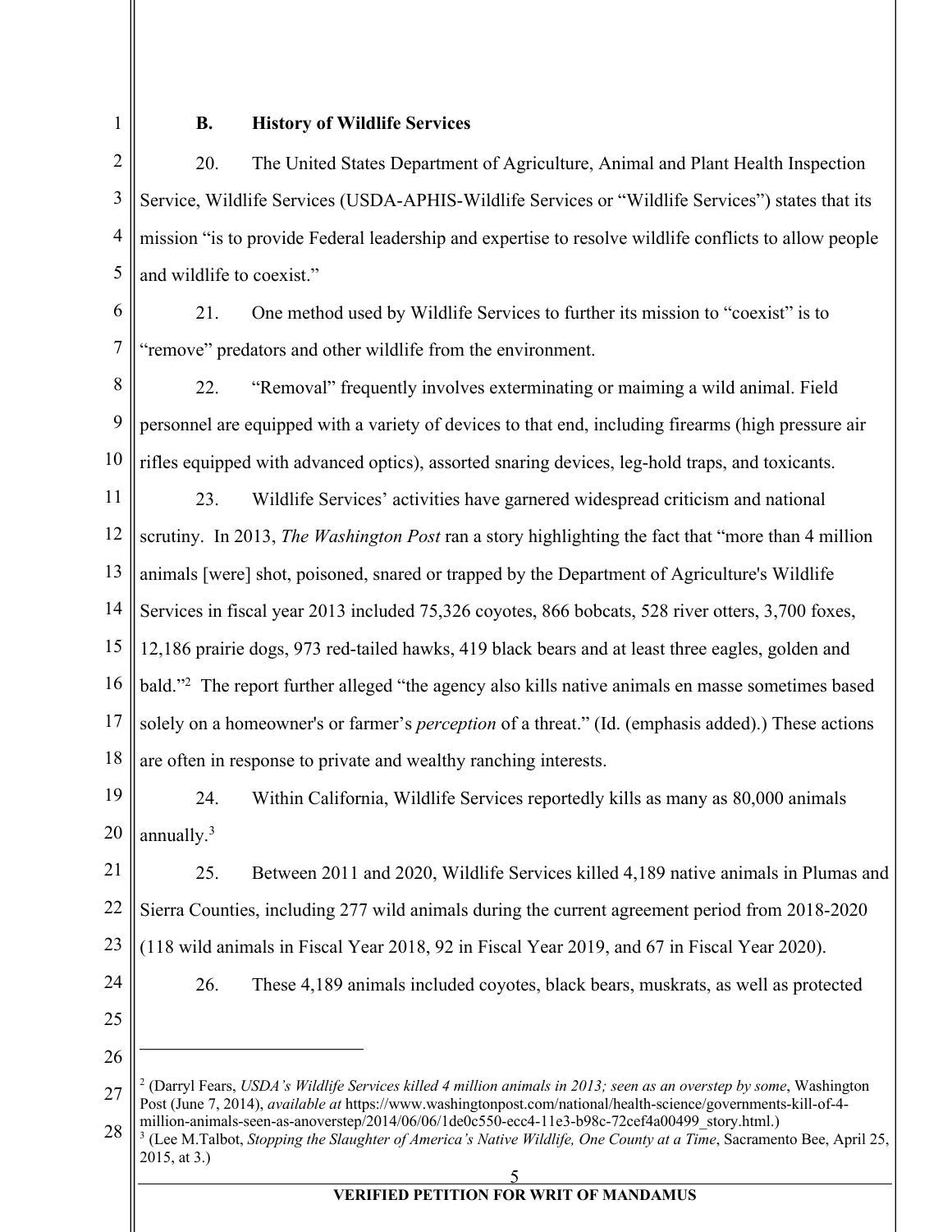### B. History of Wildlife Services

20. The United States Department of Agriculture, Animal and Plant Health Inspection Service, Wildlife Services (USDA-APHIS-Wildlife Services or "Wildlife Services") states that its mission "is to provide Federal leadership and expertise to resolve wildlife conflicts to allow people and wildlife to coexist."

21. One method used by Wildlife Services to further its mission to "coexist" is to "remove" predators and other wildlife from the environment.

22. "Removal" frequently involves exterminating or maiming a wild animal. Field personnel are equipped with a variety of devices to that end, including firearms (high pressure air rifles equipped with advanced optics), assorted snaring devices, leg-hold traps, and toxicants.

23. Wildlife Services' activities have garnered widespread criticism and national scrutiny. In 2013, *The Washington Post* ran a story highlighting the fact that "more than 4 million animals [were] shot, poisoned, snared or trapped by the Department of Agriculture's Wildlife Services in fiscal year 2013 included 75,326 coyotes, 866 bobcats, 528 river otters, 3,700 foxes, 12,186 prairie dogs, 973 red-tailed hawks, 419 black bears and at least three eagles, golden and bald."[2] The report further alleged "the agency also kills native animals en masse sometimes based solely on a homeowner's or farmer's *perception* of a threat." (Id. (emphasis added).) These actions are often in response to private and wealthy ranching interests.

24. Within California, Wildlife Services reportedly kills as many as 80,000 animals annually.[3]

25. Between 2011 and 2020, Wildlife Services killed 4,189 native animals in Plumas and Sierra Counties, including 277 wild animals during the current agreement period from 2018-2020 (118 wild animals in Fiscal Year 2018, 92 in Fiscal Year 2019, and 67 in Fiscal Year 2020).

26. These 4,189 animals included coyotes, black bears, muskrats, as well as protected

---

[2] (Darryl Fears, *USDA's Wildlife Services killed 4 million animals in 2013; seen as an overstep by some*, Washington Post (June 7, 2014), *available at* https://www.washingtonpost.com/national/health-science/governments-kill-of-4-million-animals-seen-as-anoverstep/2014/06/06/1de0c550-ecc4-11e3-b98c-72cef4a00499_story.html.)

[3] (Lee M.Talbot, *Stopping the Slaughter of America's Native Wildlife, One County at a Time*, Sacramento Bee, April 25, 2015, at 3.)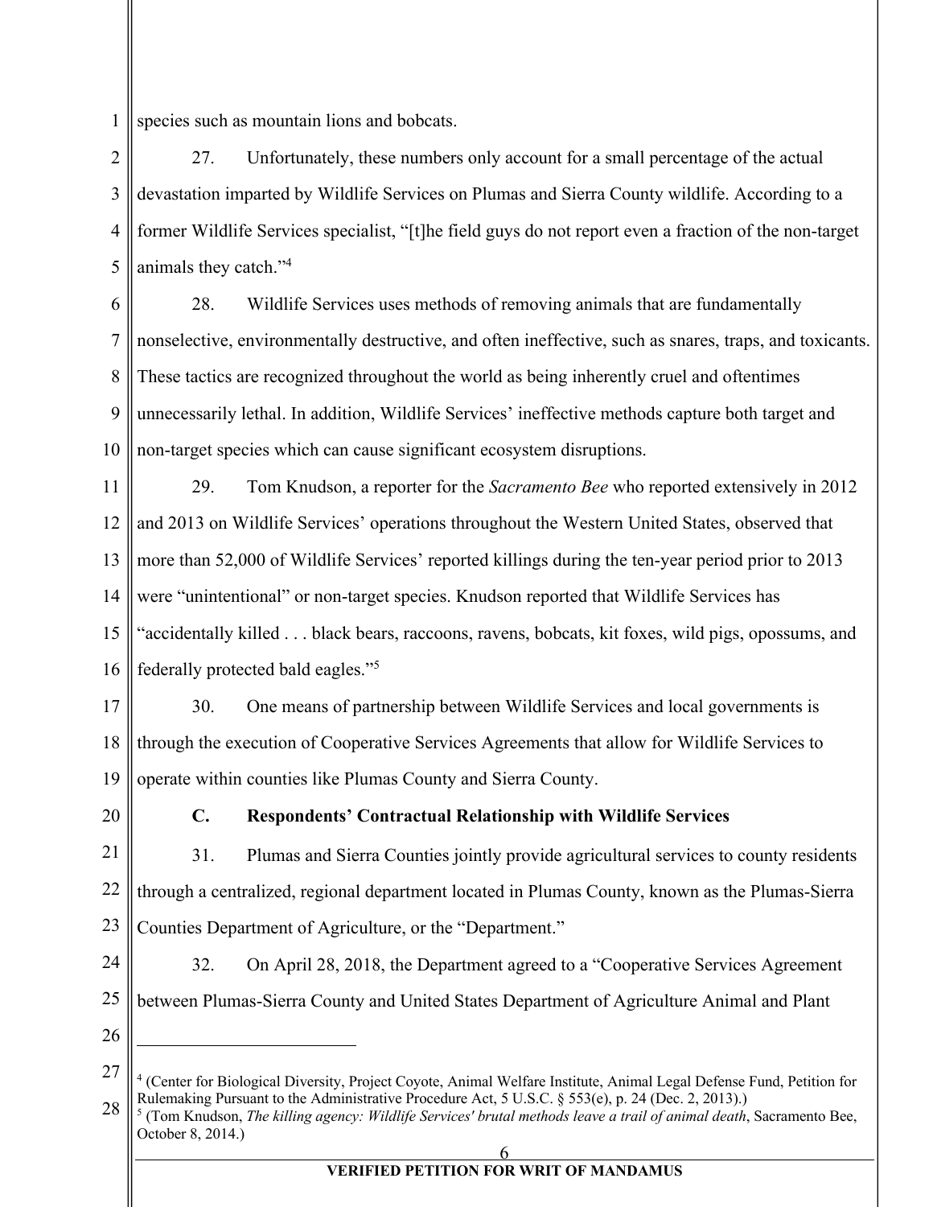species such as mountain lions and bobcats.

27. Unfortunately, these numbers only account for a small percentage of the actual devastation imparted by Wildlife Services on Plumas and Sierra County wildlife. According to a former Wildlife Services specialist, "[t]he field guys do not report even a fraction of the non-target animals they catch."[4]

28. Wildlife Services uses methods of removing animals that are fundamentally nonselective, environmentally destructive, and often ineffective, such as snares, traps, and toxicants. These tactics are recognized throughout the world as being inherently cruel and oftentimes unnecessarily lethal. In addition, Wildlife Services' ineffective methods capture both target and non-target species which can cause significant ecosystem disruptions.

29. Tom Knudson, a reporter for the *Sacramento Bee* who reported extensively in 2012 and 2013 on Wildlife Services' operations throughout the Western United States, observed that more than 52,000 of Wildlife Services' reported killings during the ten-year period prior to 2013 were "unintentional" or non-target species. Knudson reported that Wildlife Services has "accidentally killed . . . black bears, raccoons, ravens, bobcats, kit foxes, wild pigs, opossums, and federally protected bald eagles."[5]

30. One means of partnership between Wildlife Services and local governments is through the execution of Cooperative Services Agreements that allow for Wildlife Services to operate within counties like Plumas County and Sierra County.

### C. Respondents' Contractual Relationship with Wildlife Services

31. Plumas and Sierra Counties jointly provide agricultural services to county residents through a centralized, regional department located in Plumas County, known as the Plumas-Sierra Counties Department of Agriculture, or the "Department."

32. On April 28, 2018, the Department agreed to a "Cooperative Services Agreement between Plumas-Sierra County and United States Department of Agriculture Animal and Plant

---

[4] (Center for Biological Diversity, Project Coyote, Animal Welfare Institute, Animal Legal Defense Fund, Petition for Rulemaking Pursuant to the Administrative Procedure Act, 5 U.S.C. § 553(e), p. 24 (Dec. 2, 2013).)

[5] (Tom Knudson, *The killing agency: Wildlife Services' brutal methods leave a trail of animal death*, Sacramento Bee, October 8, 2014.)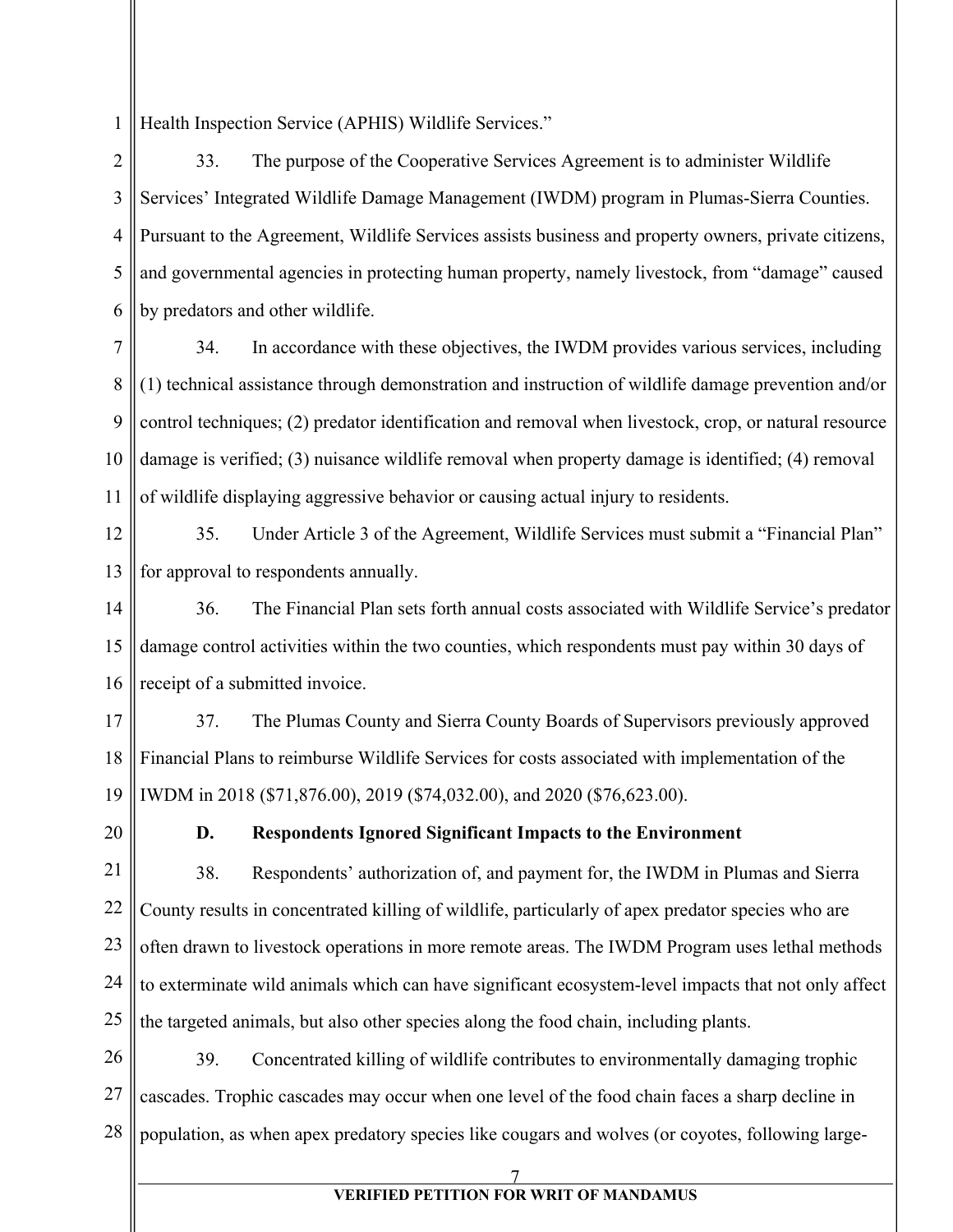Health Inspection Service (APHIS) Wildlife Services."

33. The purpose of the Cooperative Services Agreement is to administer Wildlife Services' Integrated Wildlife Damage Management (IWDM) program in Plumas-Sierra Counties. Pursuant to the Agreement, Wildlife Services assists business and property owners, private citizens, and governmental agencies in protecting human property, namely livestock, from "damage" caused by predators and other wildlife.

34. In accordance with these objectives, the IWDM provides various services, including (1) technical assistance through demonstration and instruction of wildlife damage prevention and/or control techniques; (2) predator identification and removal when livestock, crop, or natural resource damage is verified; (3) nuisance wildlife removal when property damage is identified; (4) removal of wildlife displaying aggressive behavior or causing actual injury to residents.

35. Under Article 3 of the Agreement, Wildlife Services must submit a "Financial Plan" for approval to respondents annually.

36. The Financial Plan sets forth annual costs associated with Wildlife Service's predator damage control activities within the two counties, which respondents must pay within 30 days of receipt of a submitted invoice.

37. The Plumas County and Sierra County Boards of Supervisors previously approved Financial Plans to reimburse Wildlife Services for costs associated with implementation of the IWDM in 2018 ($71,876.00), 2019 ($74,032.00), and 2020 ($76,623.00).

### D. Respondents Ignored Significant Impacts to the Environment

38. Respondents' authorization of, and payment for, the IWDM in Plumas and Sierra County results in concentrated killing of wildlife, particularly of apex predator species who are often drawn to livestock operations in more remote areas. The IWDM Program uses lethal methods to exterminate wild animals which can have significant ecosystem-level impacts that not only affect the targeted animals, but also other species along the food chain, including plants.

39. Concentrated killing of wildlife contributes to environmentally damaging trophic cascades. Trophic cascades may occur when one level of the food chain faces a sharp decline in population, as when apex predatory species like cougars and wolves (or coyotes, following large-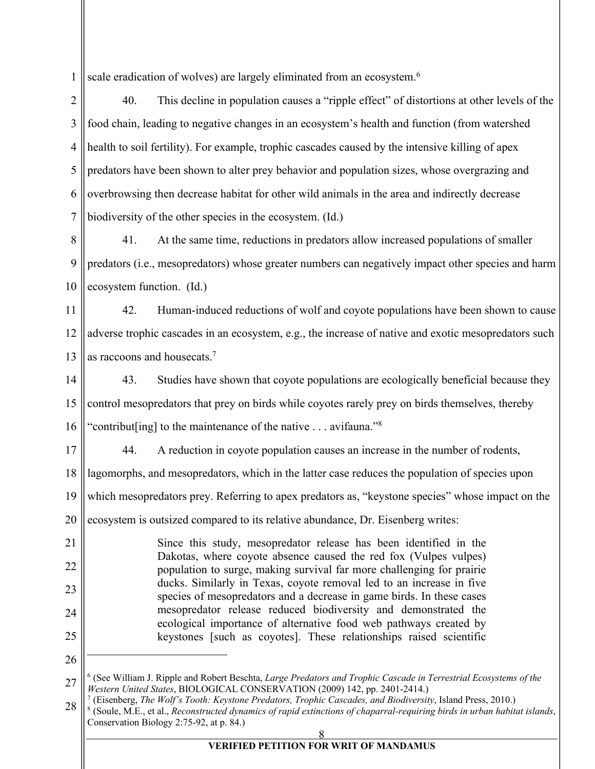scale eradication of wolves) are largely eliminated from an ecosystem.[6]

40. This decline in population causes a "ripple effect" of distortions at other levels of the food chain, leading to negative changes in an ecosystem's health and function (from watershed health to soil fertility). For example, trophic cascades caused by the intensive killing of apex predators have been shown to alter prey behavior and population sizes, whose overgrazing and overbrowsing then decrease habitat for other wild animals in the area and indirectly decrease biodiversity of the other species in the ecosystem. (Id.)

41. At the same time, reductions in predators allow increased populations of smaller predators (i.e., mesopredators) whose greater numbers can negatively impact other species and harm ecosystem function. (Id.)

42. Human-induced reductions of wolf and coyote populations have been shown to cause adverse trophic cascades in an ecosystem, e.g., the increase of native and exotic mesopredators such as raccoons and housecats.[7]

43. Studies have shown that coyote populations are ecologically beneficial because they control mesopredators that prey on birds while coyotes rarely prey on birds themselves, thereby "contribut[ing] to the maintenance of the native . . . avifauna."[8]

44. A reduction in coyote population causes an increase in the number of rodents, lagomorphs, and mesopredators, which in the latter case reduces the population of species upon which mesopredators prey. Referring to apex predators as, "keystone species" whose impact on the ecosystem is outsized compared to its relative abundance, Dr. Eisenberg writes:

> Since this study, mesopredator release has been identified in the Dakotas, where coyote absence caused the red fox (Vulpes vulpes) population to surge, making survival far more challenging for prairie ducks. Similarly in Texas, coyote removal led to an increase in five species of mesopredators and a decrease in game birds. In these cases mesopredator release reduced biodiversity and demonstrated the ecological importance of alternative food web pathways created by keystones [such as coyotes]. These relationships raised scientific

---

[6] (See William J. Ripple and Robert Beschta, *Large Predators and Trophic Cascade in Terrestrial Ecosystems of the Western United States*, BIOLOGICAL CONSERVATION (2009) 142, pp. 2401-2414.)

[7] (Eisenberg, *The Wolf's Tooth: Keystone Predators, Trophic Cascades, and Biodiversity*, Island Press, 2010.)

[8] (Soule, M.E., et al., *Reconstructed dynamics of rapid extinctions of chaparral-requiring birds in urban habitat islands*, Conservation Biology 2:75-92, at p. 84.)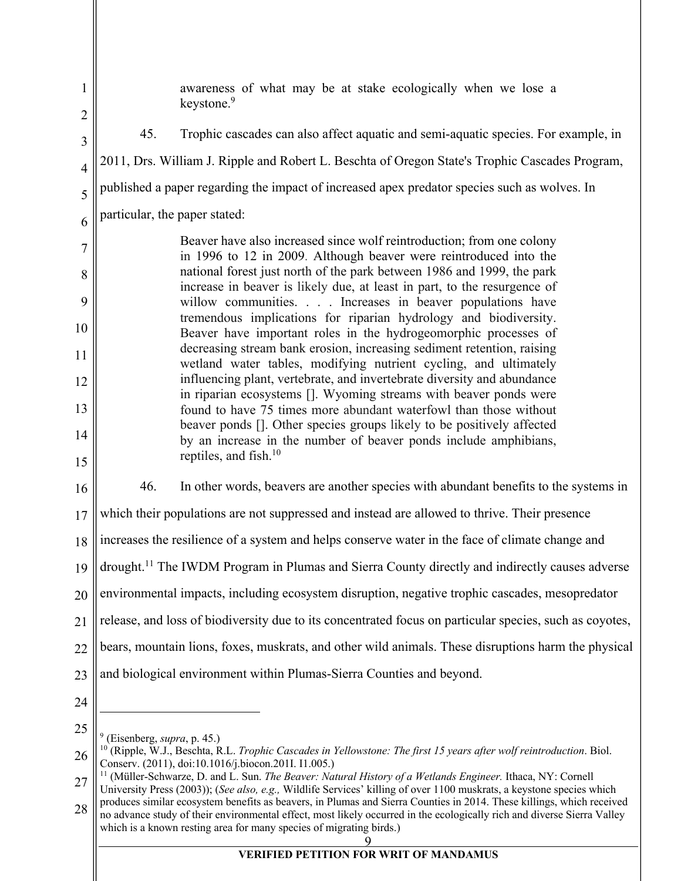awareness of what may be at stake ecologically when we lose a keystone.[9]

45. Trophic cascades can also affect aquatic and semi-aquatic species. For example, in 2011, Drs. William J. Ripple and Robert L. Beschta of Oregon State's Trophic Cascades Program, published a paper regarding the impact of increased apex predator species such as wolves. In particular, the paper stated:

> Beaver have also increased since wolf reintroduction; from one colony in 1996 to 12 in 2009. Although beaver were reintroduced into the national forest just north of the park between 1986 and 1999, the park increase in beaver is likely due, at least in part, to the resurgence of willow communities. . . . Increases in beaver populations have tremendous implications for riparian hydrology and biodiversity. Beaver have important roles in the hydrogeomorphic processes of decreasing stream bank erosion, increasing sediment retention, raising wetland water tables, modifying nutrient cycling, and ultimately influencing plant, vertebrate, and invertebrate diversity and abundance in riparian ecosystems []. Wyoming streams with beaver ponds were found to have 75 times more abundant waterfowl than those without beaver ponds []. Other species groups likely to be positively affected by an increase in the number of beaver ponds include amphibians, reptiles, and fish.[10]

46. In other words, beavers are another species with abundant benefits to the systems in which their populations are not suppressed and instead are allowed to thrive. Their presence increases the resilience of a system and helps conserve water in the face of climate change and drought.[11] The IWDM Program in Plumas and Sierra County directly and indirectly causes adverse environmental impacts, including ecosystem disruption, negative trophic cascades, mesopredator release, and loss of biodiversity due to its concentrated focus on particular species, such as coyotes, bears, mountain lions, foxes, muskrats, and other wild animals. These disruptions harm the physical and biological environment within Plumas-Sierra Counties and beyond.

---

[9] (Eisenberg, *supra*, p. 45.)

[10] (Ripple, W.J., Beschta, R.L. *Trophic Cascades in Yellowstone: The first 15 years after wolf reintroduction*. Biol. Conserv. (2011), doi:10.1016/j.biocon.201I. I1.005.)

[11] (Müller-Schwarze, D. and L. Sun. *The Beaver: Natural History of a Wetlands Engineer.* Ithaca, NY: Cornell University Press (2003)); (*See also, e.g.,* Wildlife Services' killing of over 1100 muskrats, a keystone species which produces similar ecosystem benefits as beavers, in Plumas and Sierra Counties in 2014. These killings, which received no advance study of their environmental effect, most likely occurred in the ecologically rich and diverse Sierra Valley which is a known resting area for many species of migrating birds.)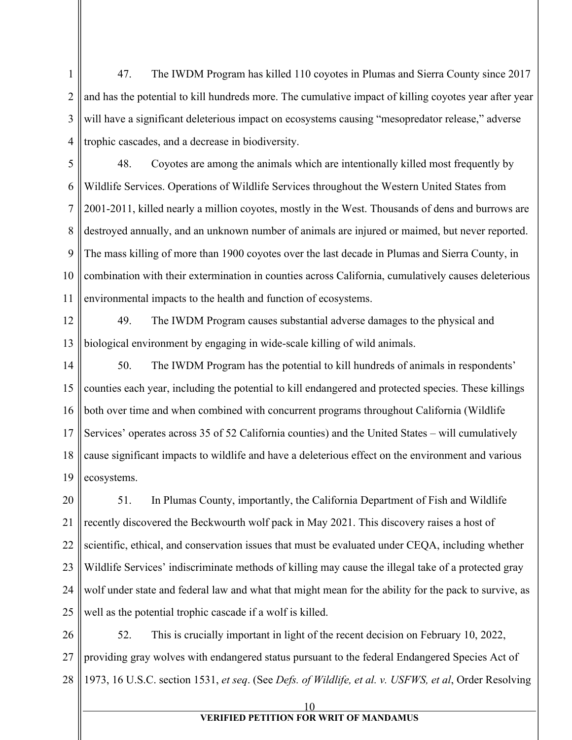47. The IWDM Program has killed 110 coyotes in Plumas and Sierra County since 2017 and has the potential to kill hundreds more. The cumulative impact of killing coyotes year after year will have a significant deleterious impact on ecosystems causing "mesopredator release," adverse trophic cascades, and a decrease in biodiversity.

48. Coyotes are among the animals which are intentionally killed most frequently by Wildlife Services. Operations of Wildlife Services throughout the Western United States from 2001-2011, killed nearly a million coyotes, mostly in the West. Thousands of dens and burrows are destroyed annually, and an unknown number of animals are injured or maimed, but never reported. The mass killing of more than 1900 coyotes over the last decade in Plumas and Sierra County, in combination with their extermination in counties across California, cumulatively causes deleterious environmental impacts to the health and function of ecosystems.

49. The IWDM Program causes substantial adverse damages to the physical and biological environment by engaging in wide-scale killing of wild animals.

50. The IWDM Program has the potential to kill hundreds of animals in respondents' counties each year, including the potential to kill endangered and protected species. These killings both over time and when combined with concurrent programs throughout California (Wildlife Services' operates across 35 of 52 California counties) and the United States – will cumulatively cause significant impacts to wildlife and have a deleterious effect on the environment and various ecosystems.

51. In Plumas County, importantly, the California Department of Fish and Wildlife recently discovered the Beckwourth wolf pack in May 2021. This discovery raises a host of scientific, ethical, and conservation issues that must be evaluated under CEQA, including whether Wildlife Services' indiscriminate methods of killing may cause the illegal take of a protected gray wolf under state and federal law and what that might mean for the ability for the pack to survive, as well as the potential trophic cascade if a wolf is killed.

52. This is crucially important in light of the recent decision on February 10, 2022, providing gray wolves with endangered status pursuant to the federal Endangered Species Act of 1973, 16 U.S.C. section 1531, *et seq*. (See *Defs. of Wildlife, et al. v. USFWS, et al*, Order Resolving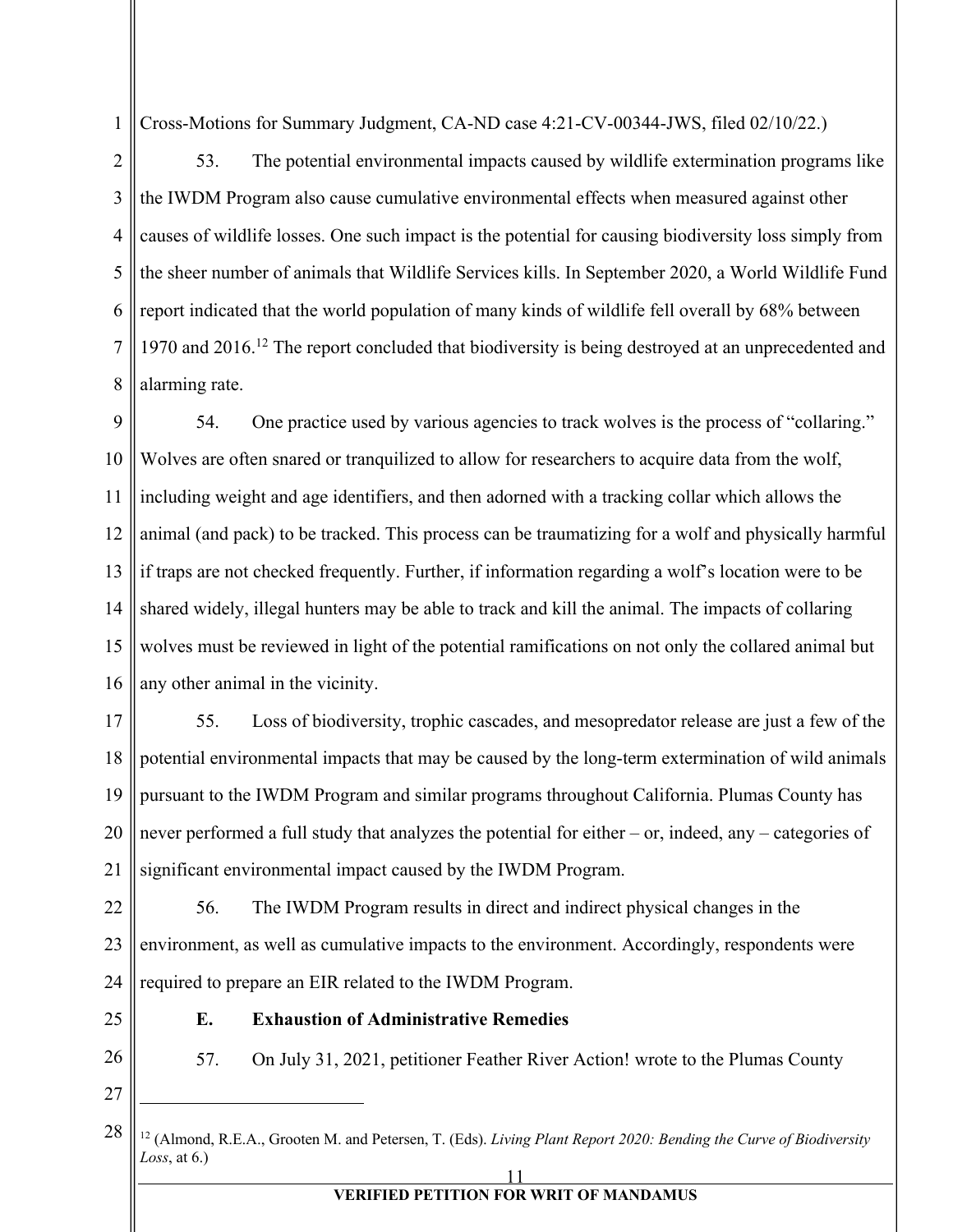Cross-Motions for Summary Judgment, CA-ND case 4:21-CV-00344-JWS, filed 02/10/22.)

53. The potential environmental impacts caused by wildlife extermination programs like the IWDM Program also cause cumulative environmental effects when measured against other causes of wildlife losses. One such impact is the potential for causing biodiversity loss simply from the sheer number of animals that Wildlife Services kills. In September 2020, a World Wildlife Fund report indicated that the world population of many kinds of wildlife fell overall by 68% between 1970 and 2016.[12] The report concluded that biodiversity is being destroyed at an unprecedented and alarming rate.

54. One practice used by various agencies to track wolves is the process of "collaring." Wolves are often snared or tranquilized to allow for researchers to acquire data from the wolf, including weight and age identifiers, and then adorned with a tracking collar which allows the animal (and pack) to be tracked. This process can be traumatizing for a wolf and physically harmful if traps are not checked frequently. Further, if information regarding a wolf's location were to be shared widely, illegal hunters may be able to track and kill the animal. The impacts of collaring wolves must be reviewed in light of the potential ramifications on not only the collared animal but any other animal in the vicinity.

55. Loss of biodiversity, trophic cascades, and mesopredator release are just a few of the potential environmental impacts that may be caused by the long-term extermination of wild animals pursuant to the IWDM Program and similar programs throughout California. Plumas County has never performed a full study that analyzes the potential for either – or, indeed, any – categories of significant environmental impact caused by the IWDM Program.

56. The IWDM Program results in direct and indirect physical changes in the environment, as well as cumulative impacts to the environment. Accordingly, respondents were required to prepare an EIR related to the IWDM Program.

### E. Exhaustion of Administrative Remedies

57. On July 31, 2021, petitioner Feather River Action! wrote to the Plumas County

---

[12] (Almond, R.E.A., Grooten M. and Petersen, T. (Eds). *Living Plant Report 2020: Bending the Curve of Biodiversity Loss*, at 6.)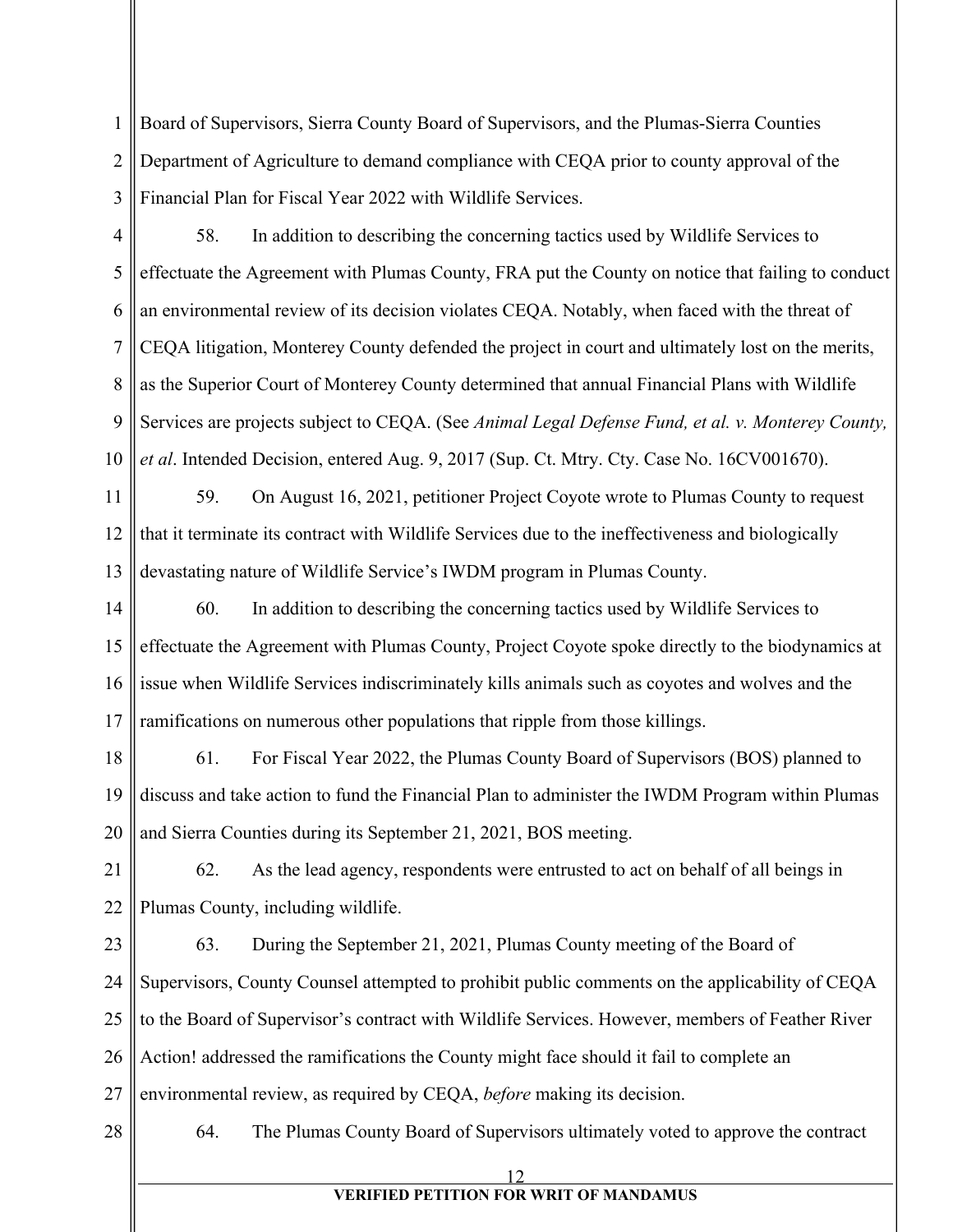Board of Supervisors, Sierra County Board of Supervisors, and the Plumas-Sierra Counties Department of Agriculture to demand compliance with CEQA prior to county approval of the Financial Plan for Fiscal Year 2022 with Wildlife Services.

58. In addition to describing the concerning tactics used by Wildlife Services to effectuate the Agreement with Plumas County, FRA put the County on notice that failing to conduct an environmental review of its decision violates CEQA. Notably, when faced with the threat of CEQA litigation, Monterey County defended the project in court and ultimately lost on the merits, as the Superior Court of Monterey County determined that annual Financial Plans with Wildlife Services are projects subject to CEQA. (See *Animal Legal Defense Fund, et al. v. Monterey County, et al*. Intended Decision, entered Aug. 9, 2017 (Sup. Ct. Mtry. Cty. Case No. 16CV001670).

59. On August 16, 2021, petitioner Project Coyote wrote to Plumas County to request that it terminate its contract with Wildlife Services due to the ineffectiveness and biologically devastating nature of Wildlife Service's IWDM program in Plumas County.

60. In addition to describing the concerning tactics used by Wildlife Services to effectuate the Agreement with Plumas County, Project Coyote spoke directly to the biodynamics at issue when Wildlife Services indiscriminately kills animals such as coyotes and wolves and the ramifications on numerous other populations that ripple from those killings.

61. For Fiscal Year 2022, the Plumas County Board of Supervisors (BOS) planned to discuss and take action to fund the Financial Plan to administer the IWDM Program within Plumas and Sierra Counties during its September 21, 2021, BOS meeting.

62. As the lead agency, respondents were entrusted to act on behalf of all beings in Plumas County, including wildlife.

63. During the September 21, 2021, Plumas County meeting of the Board of Supervisors, County Counsel attempted to prohibit public comments on the applicability of CEQA to the Board of Supervisor's contract with Wildlife Services. However, members of Feather River Action! addressed the ramifications the County might face should it fail to complete an environmental review, as required by CEQA, *before* making its decision.

64. The Plumas County Board of Supervisors ultimately voted to approve the contract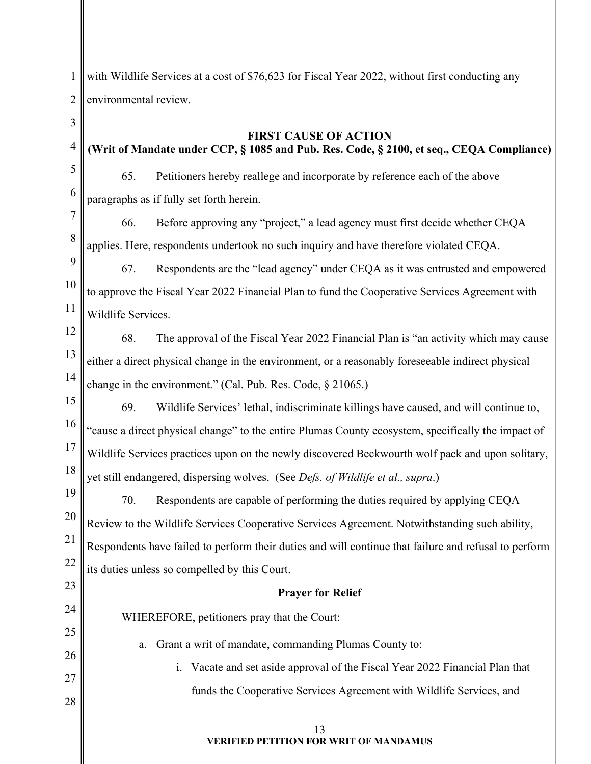with Wildlife Services at a cost of $76,623 for Fiscal Year 2022, without first conducting any environmental review.

**FIRST CAUSE OF ACTION**
**(Writ of Mandate under CCP, § 1085 and Pub. Res. Code, § 2100, et seq., CEQA Compliance)**

65. Petitioners hereby reallege and incorporate by reference each of the above paragraphs as if fully set forth herein.

66. Before approving any "project," a lead agency must first decide whether CEQA applies. Here, respondents undertook no such inquiry and have therefore violated CEQA.

67. Respondents are the "lead agency" under CEQA as it was entrusted and empowered to approve the Fiscal Year 2022 Financial Plan to fund the Cooperative Services Agreement with Wildlife Services.

68. The approval of the Fiscal Year 2022 Financial Plan is "an activity which may cause either a direct physical change in the environment, or a reasonably foreseeable indirect physical change in the environment." (Cal. Pub. Res. Code, § 21065.)

69. Wildlife Services' lethal, indiscriminate killings have caused, and will continue to, "cause a direct physical change" to the entire Plumas County ecosystem, specifically the impact of Wildlife Services practices upon on the newly discovered Beckwourth wolf pack and upon solitary, yet still endangered, dispersing wolves. (See *Defs. of Wildlife et al., supra*.)

70. Respondents are capable of performing the duties required by applying CEQA Review to the Wildlife Services Cooperative Services Agreement. Notwithstanding such ability, Respondents have failed to perform their duties and will continue that failure and refusal to perform its duties unless so compelled by this Court.

**Prayer for Relief**

WHEREFORE, petitioners pray that the Court:

a. Grant a writ of mandate, commanding Plumas County to:

   i. Vacate and set aside approval of the Fiscal Year 2022 Financial Plan that funds the Cooperative Services Agreement with Wildlife Services, and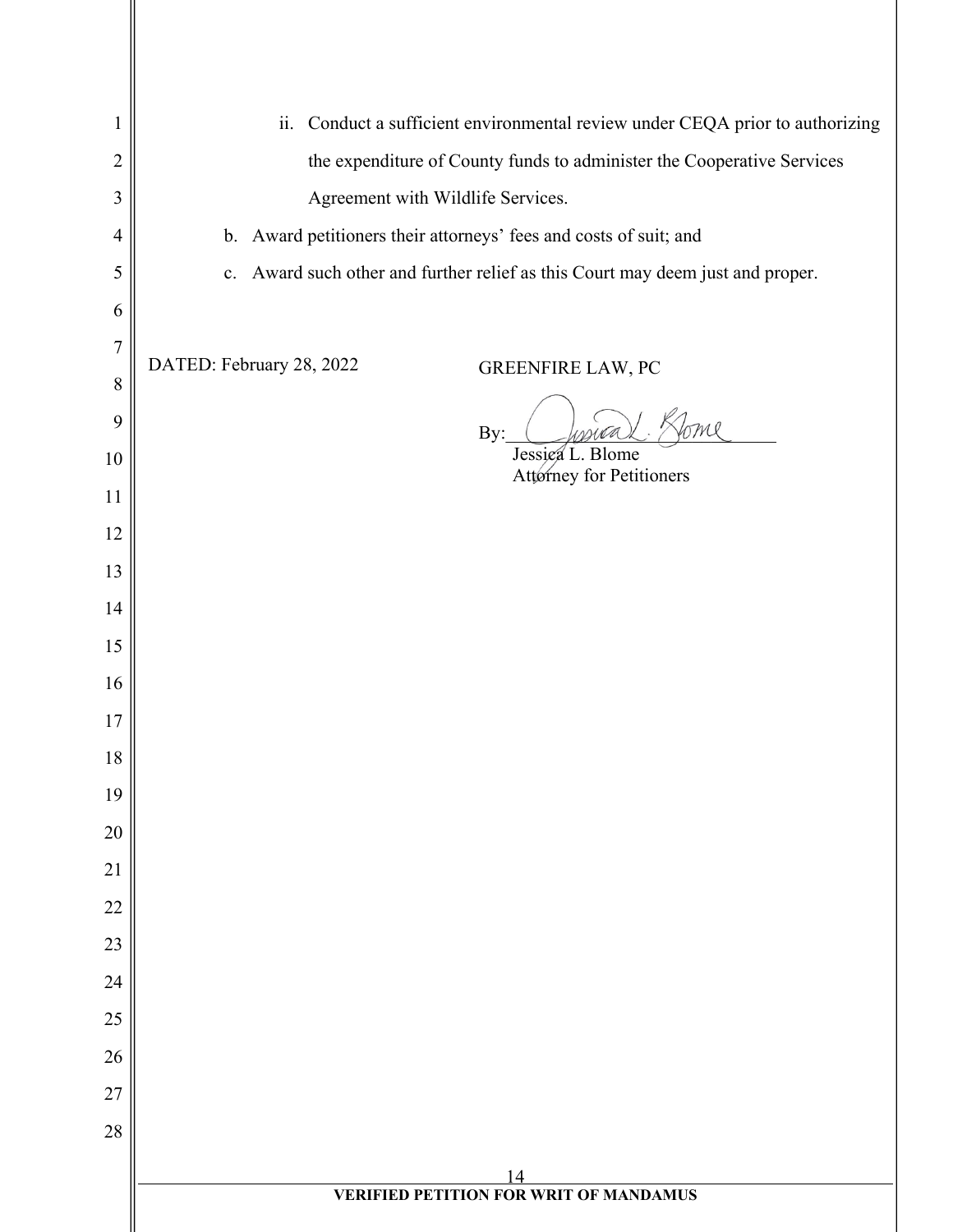ii. Conduct a sufficient environmental review under CEQA prior to authorizing the expenditure of County funds to administer the Cooperative Services Agreement with Wildlife Services.

b. Award petitioners their attorneys' fees and costs of suit; and

c. Award such other and further relief as this Court may deem just and proper.

DATED: February 28, 2022

GREENFIRE LAW, PC

By: Jessica L. Blome

Jessica L. Blome
Attorney for Petitioners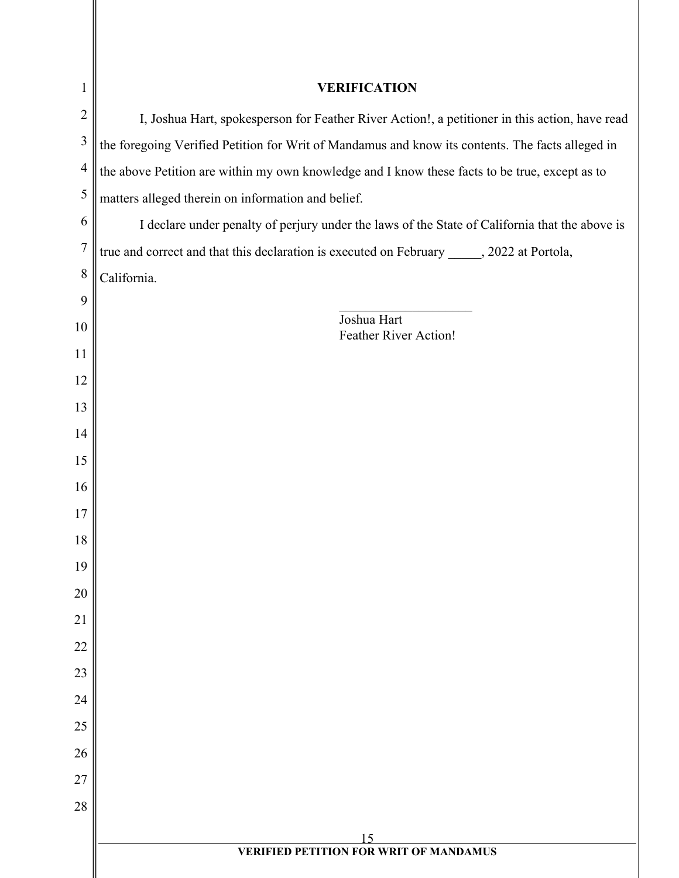## VERIFICATION

I, Joshua Hart, spokesperson for Feather River Action!, a petitioner in this action, have read the foregoing Verified Petition for Writ of Mandamus and know its contents. The facts alleged in the above Petition are within my own knowledge and I know these facts to be true, except as to matters alleged therein on information and belief.

I declare under penalty of perjury under the laws of the State of California that the above is true and correct and that this declaration is executed on February _____, 2022 at Portola, California.

_____________________
Joshua Hart
Feather River Action!